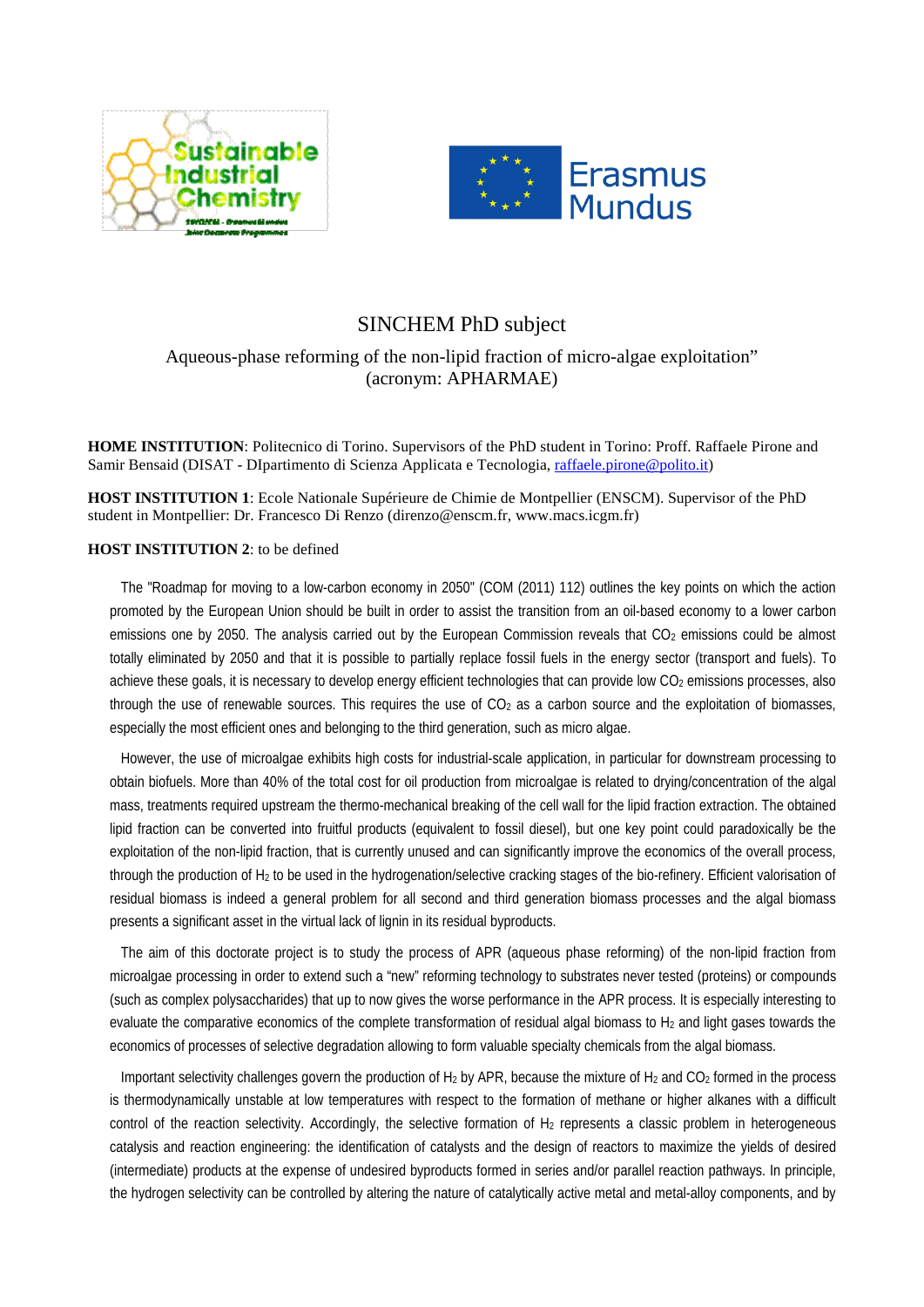# SINCHEM PhD subject

## Aqueous-phase reforming of the non-lipid fraction of micro-algae exploitation" (acronym: APHARMAE)

**HOME INSTITUTION**: Politecnico di Torino. Supervisors of the PhD student in Torino: Proff. Raffaele Pirone and Samir Bensaid (DISAT - DIpartimento di Scienza Applicata e Tecnologia, raffaele.pirone@polito.it)

**HOST INSTITUTION 1**: Ecole Nationale Supérieure de Chimie de Montpellier (ENSCM). Supervisor of the PhD student in Montpellier: Dr. Francesco Di Renzo (direnzo@enscm.fr, www.macs.icgm.fr)

**HOST INSTITUTION 2**: to be defined

The "Roadmap for moving to a low-carbon economy in 2050" (COM (2011) 112) outlines the key points on which the action promoted by the European Union should be built in order to assist the transition from an oil-based economy to a lower carbon emissions one by 2050. The analysis carried out by the European Commission reveals that $CO_2$ emissions could be almost totally eliminated by 2050 and that it is possible to partially replace fossil fuels in the energy sector (transport and fuels). To achieve these goals, it is necessary to develop energy efficient technologies that can provide low $CO_2$ emissions processes, also through the use of renewable sources. This requires the use of $CO_2$ as a carbon source and the exploitation of biomasses, especially the most efficient ones and belonging to the third generation, such as micro algae.

However, the use of microalgae exhibits high costs for industrial-scale application, in particular for downstream processing to obtain biofuels. More than 40% of the total cost for oil production from microalgae is related to drying/concentration of the algal mass, treatments required upstream the thermo-mechanical breaking of the cell wall for the lipid fraction extraction. The obtained lipid fraction can be converted into fruitful products (equivalent to fossil diesel), but one key point could paradoxically be the exploitation of the non-lipid fraction, that is currently unused and can significantly improve the economics of the overall process, through the production of $H_2$ to be used in the hydrogenation/selective cracking stages of the bio-refinery. Efficient valorisation of residual biomass is indeed a general problem for all second and third generation biomass processes and the algal biomass presents a significant asset in the virtual lack of lignin in its residual byproducts.

The aim of this doctorate project is to study the process of APR (aqueous phase reforming) of the non-lipid fraction from microalgae processing in order to extend such a "new" reforming technology to substrates never tested (proteins) or compounds (such as complex polysaccharides) that up to now gives the worse performance in the APR process. It is especially interesting to evaluate the comparative economics of the complete transformation of residual algal biomass to $H_2$ and light gases towards the economics of processes of selective degradation allowing to form valuable specialty chemicals from the algal biomass.

Important selectivity challenges govern the production of $H_2$ by APR, because the mixture of $H_2$ and $CO_2$ formed in the process is thermodynamically unstable at low temperatures with respect to the formation of methane or higher alkanes with a difficult control of the reaction selectivity. Accordingly, the selective formation of $H_2$ represents a classic problem in heterogeneous catalysis and reaction engineering: the identification of catalysts and the design of reactors to maximize the yields of desired (intermediate) products at the expense of undesired byproducts formed in series and/or parallel reaction pathways. In principle, the hydrogen selectivity can be controlled by altering the nature of catalytically active metal and metal-alloy components, and by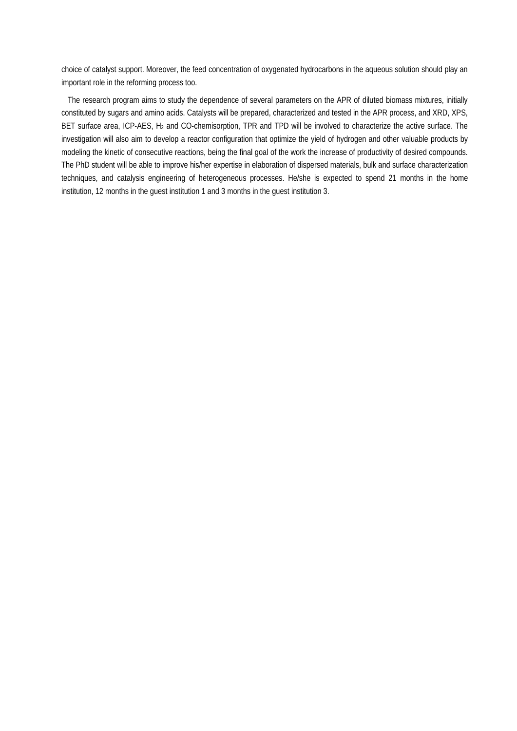choice of catalyst support. Moreover, the feed concentration of oxygenated hydrocarbons in the aqueous solution should play an important role in the reforming process too.

The research program aims to study the dependence of several parameters on the APR of diluted biomass mixtures, initially constituted by sugars and amino acids. Catalysts will be prepared, characterized and tested in the APR process, and XRD, XPS, BET surface area, ICP-AES, $H_2$ and CO-chemisorption, TPR and TPD will be involved to characterize the active surface. The investigation will also aim to develop a reactor configuration that optimize the yield of hydrogen and other valuable products by modeling the kinetic of consecutive reactions, being the final goal of the work the increase of productivity of desired compounds. The PhD student will be able to improve his/her expertise in elaboration of dispersed materials, bulk and surface characterization techniques, and catalysis engineering of heterogeneous processes. He/she is expected to spend 21 months in the home institution, 12 months in the guest institution 1 and 3 months in the guest institution 3.